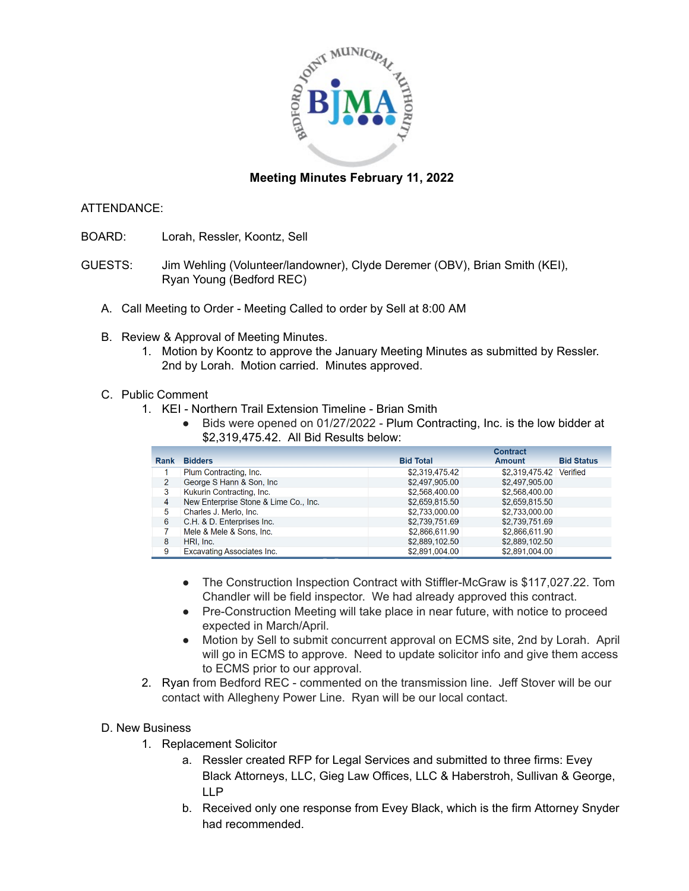# Meeting Minutes February 11, 2022

ATTENDANCE:

BOARD: Lorah, Ressler, Koontz, Sell

GUESTS: Jim Wehling (Volunteer/landowner), Clyde Deremer (OBV), Brian Smith (KEI), Ryan Young (Bedford REC)

A. Call Meeting to Order - Meeting Called to order by Sell at 8:00 AM

B. Review & Approval of Meeting Minutes.
   1. Motion by Koontz to approve the January Meeting Minutes as submitted by Ressler. 2nd by Lorah. Motion carried. Minutes approved.

C. Public Comment
   1. KEI - Northern Trail Extension Timeline - Brian Smith
      - Bids were opened on 01/27/2022 - Plum Contracting, Inc. is the low bidder at $2,319,475.42. All Bid Results below:

| Rank | Bidders | Bid Total | Contract Amount | Bid Status |
|---|---|---|---|---|
| 1 | Plum Contracting, Inc. | $2,319,475.42 | $2,319,475.42 | Verified |
| 2 | George S Hann & Son, Inc | $2,497,905.00 | $2,497,905.00 | |
| 3 | Kukurin Contracting, Inc. | $2,568,400.00 | $2,568,400.00 | |
| 4 | New Enterprise Stone & Lime Co., Inc. | $2,659,815.50 | $2,659,815.50 | |
| 5 | Charles J. Merlo, Inc. | $2,733,000.00 | $2,733,000.00 | |
| 6 | C.H. & D. Enterprises Inc. | $2,739,751.69 | $2,739,751.69 | |
| 7 | Mele & Mele & Sons, Inc. | $2,866,611.90 | $2,866,611.90 | |
| 8 | HRI, Inc. | $2,889,102.50 | $2,889,102.50 | |
| 9 | Excavating Associates Inc. | $2,891,004.00 | $2,891,004.00 | |

      - The Construction Inspection Contract with Stiffler-McGraw is $117,027.22. Tom Chandler will be field inspector. We had already approved this contract.
      - Pre-Construction Meeting will take place in near future, with notice to proceed expected in March/April.
      - Motion by Sell to submit concurrent approval on ECMS site, 2nd by Lorah. April will go in ECMS to approve. Need to update solicitor info and give them access to ECMS prior to our approval.
   2. Ryan from Bedford REC - commented on the transmission line. Jeff Stover will be our contact with Allegheny Power Line. Ryan will be our local contact.

D. New Business
   1. Replacement Solicitor
      a. Ressler created RFP for Legal Services and submitted to three firms: Evey Black Attorneys, LLC, Gieg Law Offices, LLC & Haberstroh, Sullivan & George, LLP
      b. Received only one response from Evey Black, which is the firm Attorney Snyder had recommended.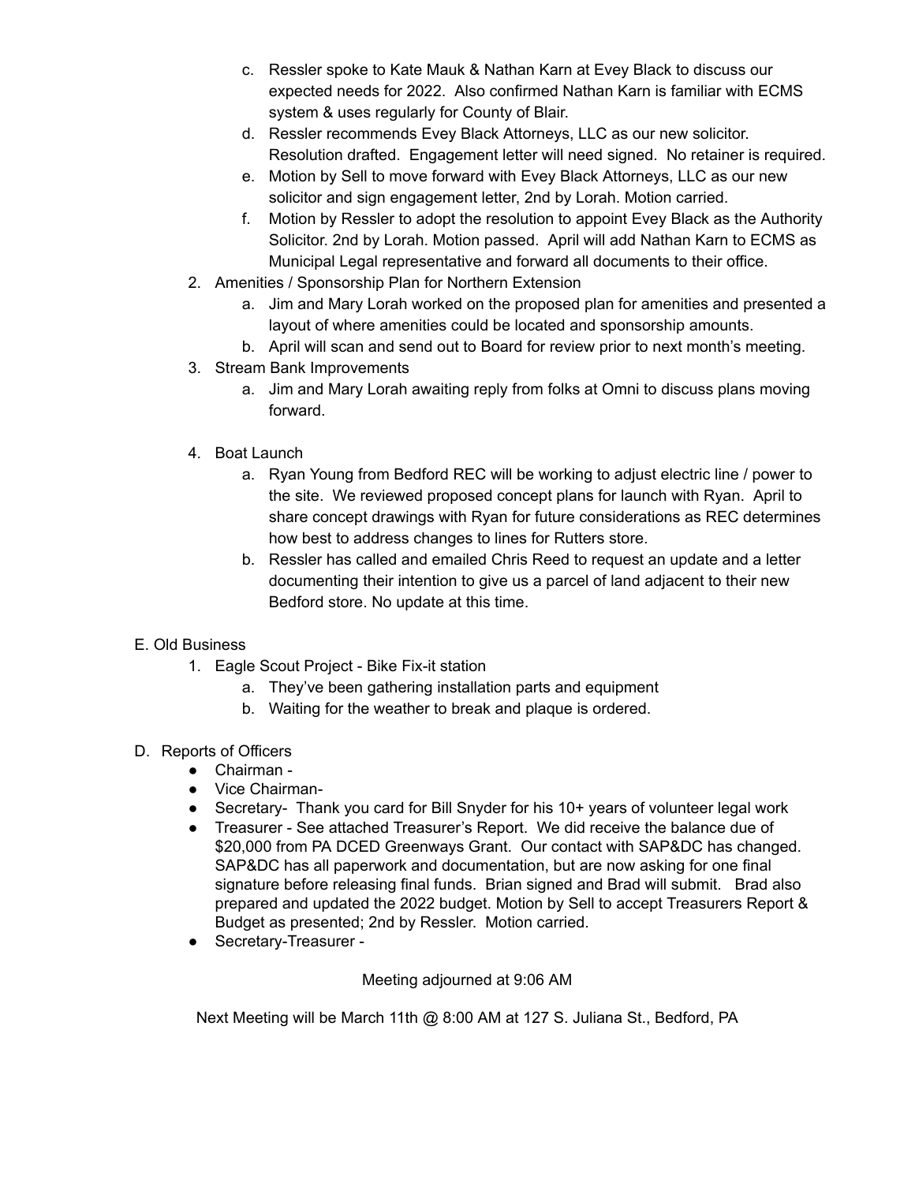c. Ressler spoke to Kate Mauk & Nathan Karn at Evey Black to discuss our expected needs for 2022. Also confirmed Nathan Karn is familiar with ECMS system & uses regularly for County of Blair.

d. Ressler recommends Evey Black Attorneys, LLC as our new solicitor. Resolution drafted. Engagement letter will need signed. No retainer is required.

e. Motion by Sell to move forward with Evey Black Attorneys, LLC as our new solicitor and sign engagement letter, 2nd by Lorah. Motion carried.

f. Motion by Ressler to adopt the resolution to appoint Evey Black as the Authority Solicitor. 2nd by Lorah. Motion passed. April will add Nathan Karn to ECMS as Municipal Legal representative and forward all documents to their office.

2. Amenities / Sponsorship Plan for Northern Extension
   a. Jim and Mary Lorah worked on the proposed plan for amenities and presented a layout of where amenities could be located and sponsorship amounts.
   b. April will scan and send out to Board for review prior to next month's meeting.
3. Stream Bank Improvements
   a. Jim and Mary Lorah awaiting reply from folks at Omni to discuss plans moving forward.
4. Boat Launch
   a. Ryan Young from Bedford REC will be working to adjust electric line / power to the site. We reviewed proposed concept plans for launch with Ryan. April to share concept drawings with Ryan for future considerations as REC determines how best to address changes to lines for Rutters store.
   b. Ressler has called and emailed Chris Reed to request an update and a letter documenting their intention to give us a parcel of land adjacent to their new Bedford store. No update at this time.

E. Old Business

1. Eagle Scout Project - Bike Fix-it station
   a. They've been gathering installation parts and equipment
   b. Waiting for the weather to break and plaque is ordered.

D. Reports of Officers

- Chairman -
- Vice Chairman-
- Secretary- Thank you card for Bill Snyder for his 10+ years of volunteer legal work
- Treasurer - See attached Treasurer's Report. We did receive the balance due of $20,000 from PA DCED Greenways Grant. Our contact with SAP&DC has changed. SAP&DC has all paperwork and documentation, but are now asking for one final signature before releasing final funds. Brian signed and Brad will submit. Brad also prepared and updated the 2022 budget. Motion by Sell to accept Treasurers Report & Budget as presented; 2nd by Ressler. Motion carried.
- Secretary-Treasurer -

Meeting adjourned at 9:06 AM

Next Meeting will be March 11th @ 8:00 AM at 127 S. Juliana St., Bedford, PA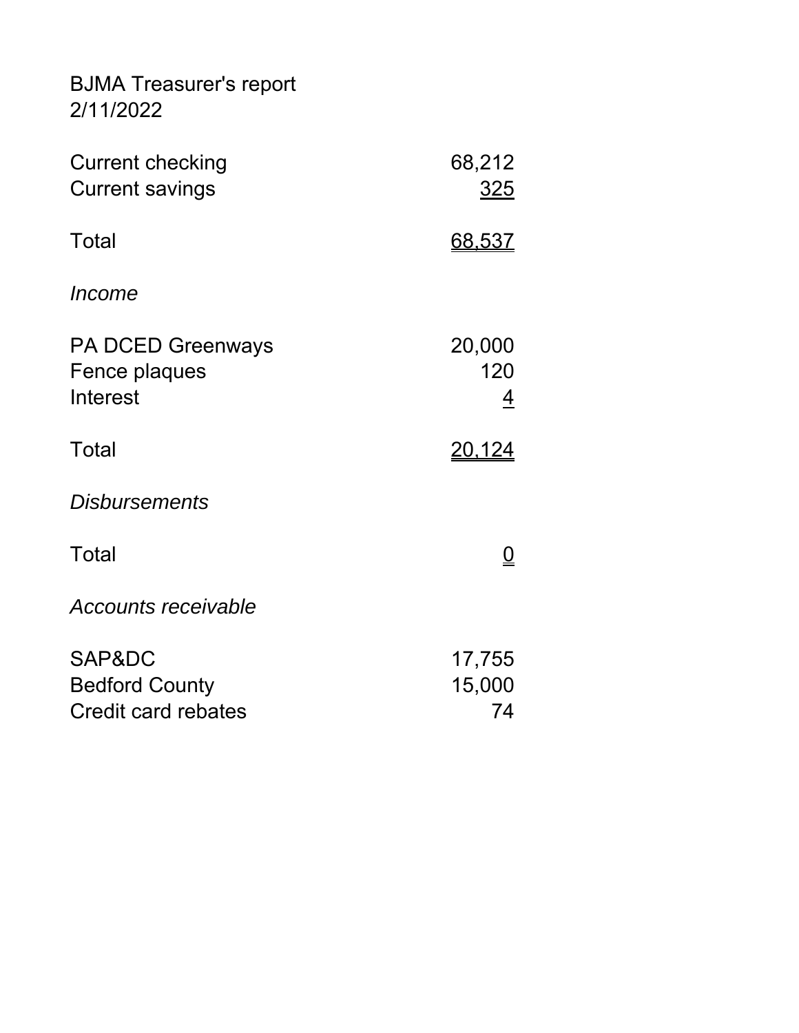BJMA Treasurer's report
2/11/2022

| | |
|---|---|
| Current checking | 68,212 |
| Current savings | 325 |
| Total | 68,537 |

*Income*

| | |
|---|---|
| PA DCED Greenways | 20,000 |
| Fence plaques | 120 |
| Interest | 4 |
| Total | 20,124 |

*Disbursements*

| | |
|---|---|
| Total | 0 |

*Accounts receivable*

| | |
|---|---|
| SAP&DC | 17,755 |
| Bedford County | 15,000 |
| Credit card rebates | 74 |